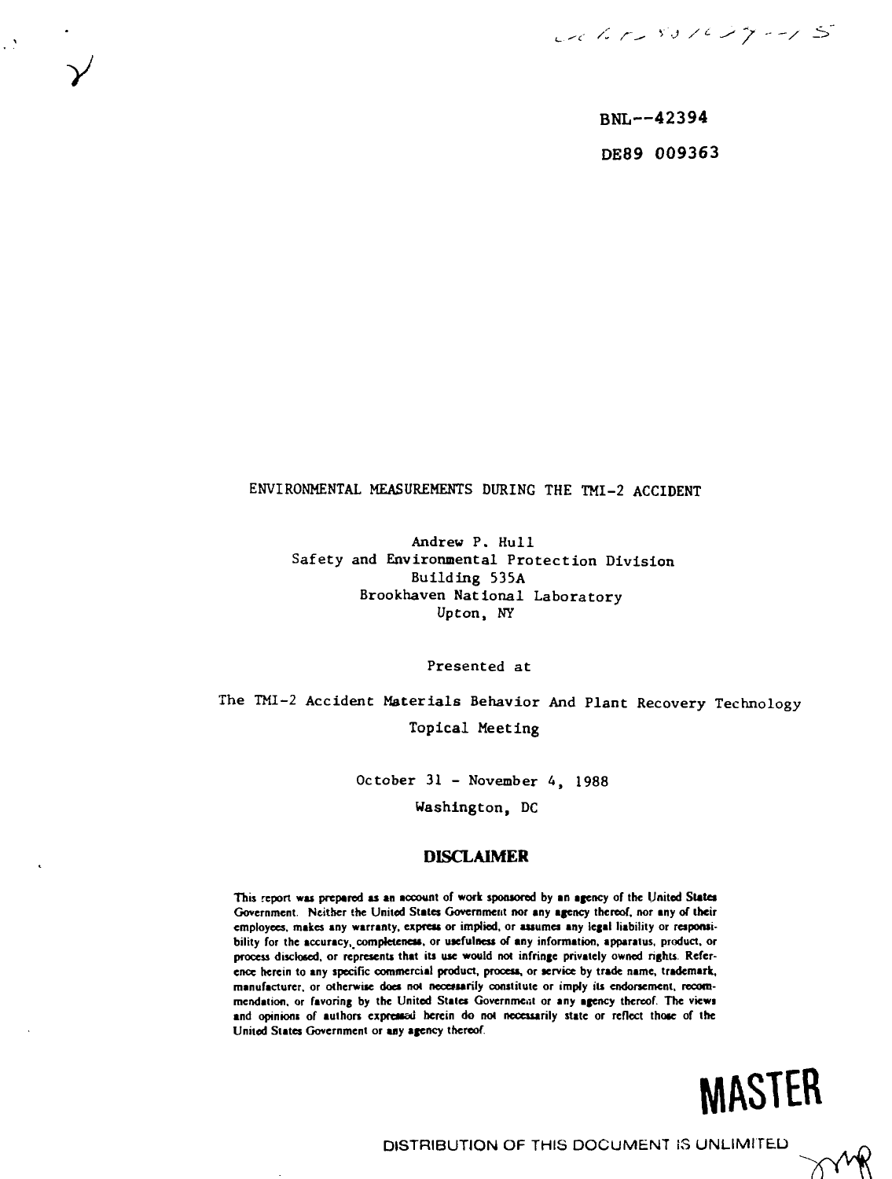BNL--42394

DE89 009363

# ENVIRONMENTAL MEASUREMENTS DURING THE TMI-2 ACCIDENT

Andrew P. Hull
Safety and Environmental Protection Division
Building 535A
Brookhaven National Laboratory
Upton, NY

Presented at

The TMI-2 Accident Materials Behavior And Plant Recovery Technology
Topical Meeting

October 31 - November 4, 1988
Washington, DC

## DISCLAIMER

This report was prepared as an account of work sponsored by an agency of the United States Government. Neither the United States Government nor any agency thereof, nor any of their employees, makes any warranty, express or implied, or assumes any legal liability or responsibility for the accuracy, completeness, or usefulness of any information, apparatus, product, or process disclosed, or represents that its use would not infringe privately owned rights. Reference herein to any specific commercial product, process, or service by trade name, trademark, manufacturer, or otherwise does not necessarily constitute or imply its endorsement, recommendation, or favoring by the United States Government or any agency thereof. The views and opinions of authors expressed herein do not necessarily state or reflect those of the United States Government or any agency thereof.

**MASTER**

DISTRIBUTION OF THIS DOCUMENT IS UNLIMITED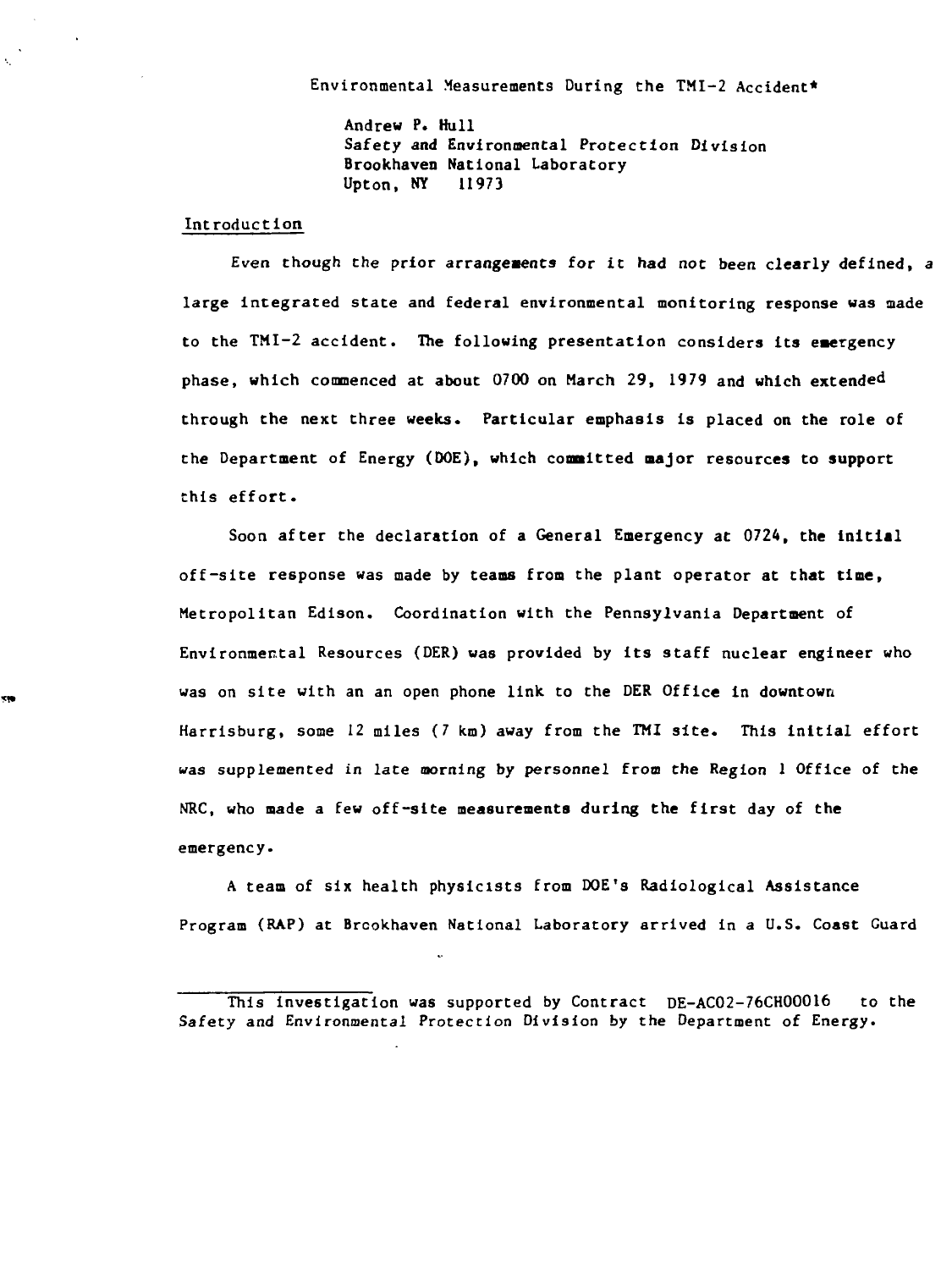Environmental Measurements During the TMI-2 Accident*

Andrew P. Hull
Safety and Environmental Protection Division
Brookhaven National Laboratory
Upton, NY 11973

## Introduction

Even though the prior arrangements for it had not been clearly defined, a large integrated state and federal environmental monitoring response was made to the TMI-2 accident. The following presentation considers its emergency phase, which commenced at about 0700 on March 29, 1979 and which extended through the next three weeks. Particular emphasis is placed on the role of the Department of Energy (DOE), which committed major resources to support this effort.

Soon after the declaration of a General Emergency at 0724, the initial off-site response was made by teams from the plant operator at that time, Metropolitan Edison. Coordination with the Pennsylvania Department of Environmental Resources (DER) was provided by its staff nuclear engineer who was on site with an an open phone link to the DER Office in downtown Harrisburg, some 12 miles (7 km) away from the TMI site. This initial effort was supplemented in late morning by personnel from the Region 1 Office of the NRC, who made a few off-site measurements during the first day of the emergency.

A team of six health physicists from DOE's Radiological Assistance Program (RAP) at Brookhaven National Laboratory arrived in a U.S. Coast Guard

---

This investigation was supported by Contract DE-AC02-76CH00016 to the Safety and Environmental Protection Division by the Department of Energy.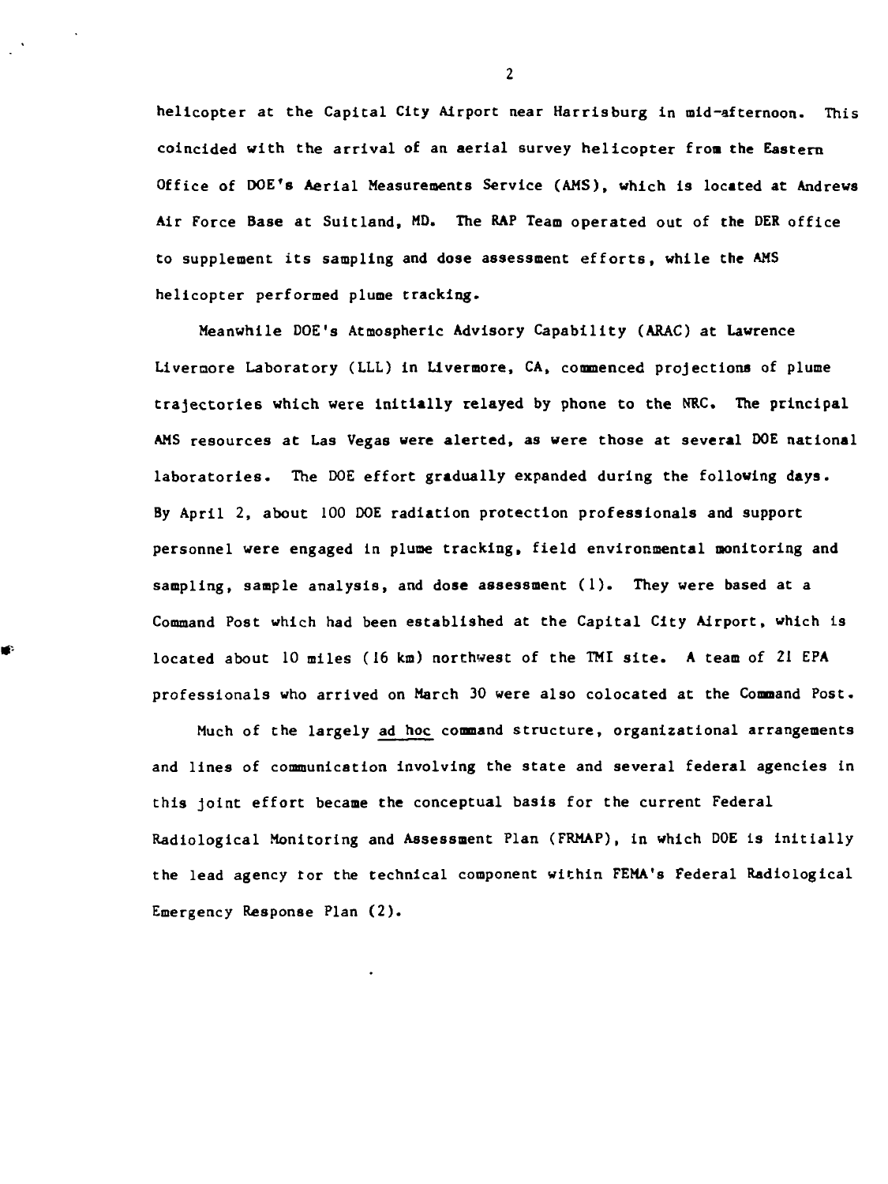helicopter at the Capital City Airport near Harrisburg in mid-afternoon. This coincided with the arrival of an aerial survey helicopter from the Eastern Office of DOE's Aerial Measurements Service (AMS), which is located at Andrews Air Force Base at Suitland, MD. The RAP Team operated out of the DER office to supplement its sampling and dose assessment efforts, while the AMS helicopter performed plume tracking.

Meanwhile DOE's Atmospheric Advisory Capability (ARAC) at Lawrence Livermore Laboratory (LLL) in Livermore, CA, commenced projections of plume trajectories which were initially relayed by phone to the NRC. The principal AMS resources at Las Vegas were alerted, as were those at several DOE national laboratories. The DOE effort gradually expanded during the following days. By April 2, about 100 DOE radiation protection professionals and support personnel were engaged in plume tracking, field environmental monitoring and sampling, sample analysis, and dose assessment (1). They were based at a Command Post which had been established at the Capital City Airport, which is located about 10 miles (16 km) northwest of the TMI site. A team of 21 EPA professionals who arrived on March 30 were also colocated at the Command Post.

Much of the largely ad hoc command structure, organizational arrangements and lines of communication involving the state and several federal agencies in this joint effort became the conceptual basis for the current Federal Radiological Monitoring and Assessment Plan (FRMAP), in which DOE is initially the lead agency for the technical component within FEMA's Federal Radiological Emergency Response Plan (2).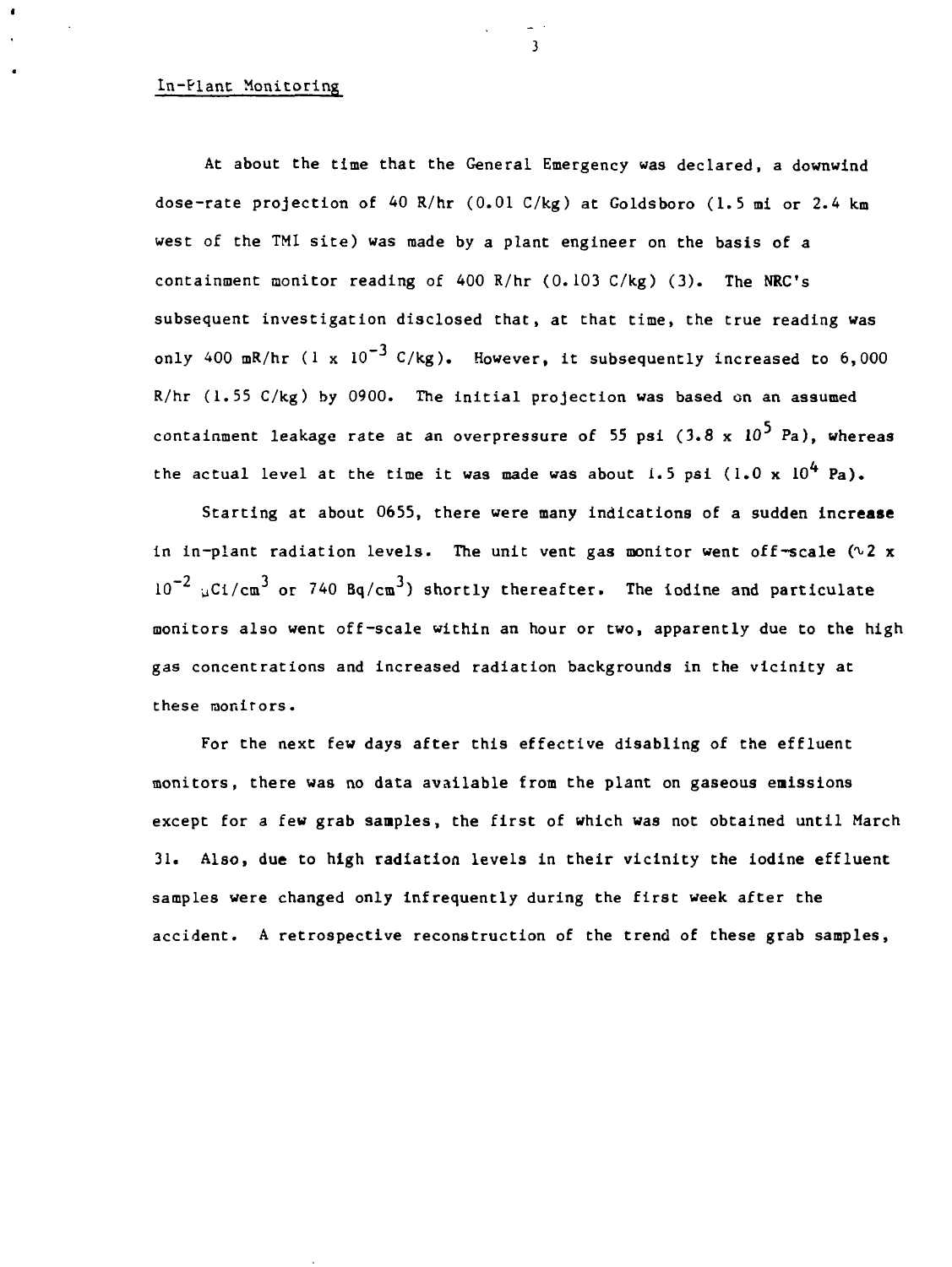## In-Plant Monitoring

At about the time that the General Emergency was declared, a downwind dose-rate projection of 40 R/hr (0.01 C/kg) at Goldsboro (1.5 mi or 2.4 km west of the TMI site) was made by a plant engineer on the basis of a containment monitor reading of 400 R/hr (0.103 C/kg) (3). The NRC's subsequent investigation disclosed that, at that time, the true reading was only 400 mR/hr ($1 \times 10^{-3}$ C/kg). However, it subsequently increased to 6,000 R/hr (1.55 C/kg) by 0900. The initial projection was based on an assumed containment leakage rate at an overpressure of 55 psi ($3.8 \times 10^{5}$ Pa), whereas the actual level at the time it was made was about 1.5 psi ($1.0 \times 10^{4}$ Pa).

Starting at about 0655, there were many indications of a sudden increase in in-plant radiation levels. The unit vent gas monitor went off-scale ($\sim 2 \times 10^{-2}$ $\mu Ci/cm^3$ or 740 $Bq/cm^3$) shortly thereafter. The iodine and particulate monitors also went off-scale within an hour or two, apparently due to the high gas concentrations and increased radiation backgrounds in the vicinity at these monitors.

For the next few days after this effective disabling of the effluent monitors, there was no data available from the plant on gaseous emissions except for a few grab samples, the first of which was not obtained until March 31. Also, due to high radiation levels in their vicinity the iodine effluent samples were changed only infrequently during the first week after the accident. A retrospective reconstruction of the trend of these grab samples,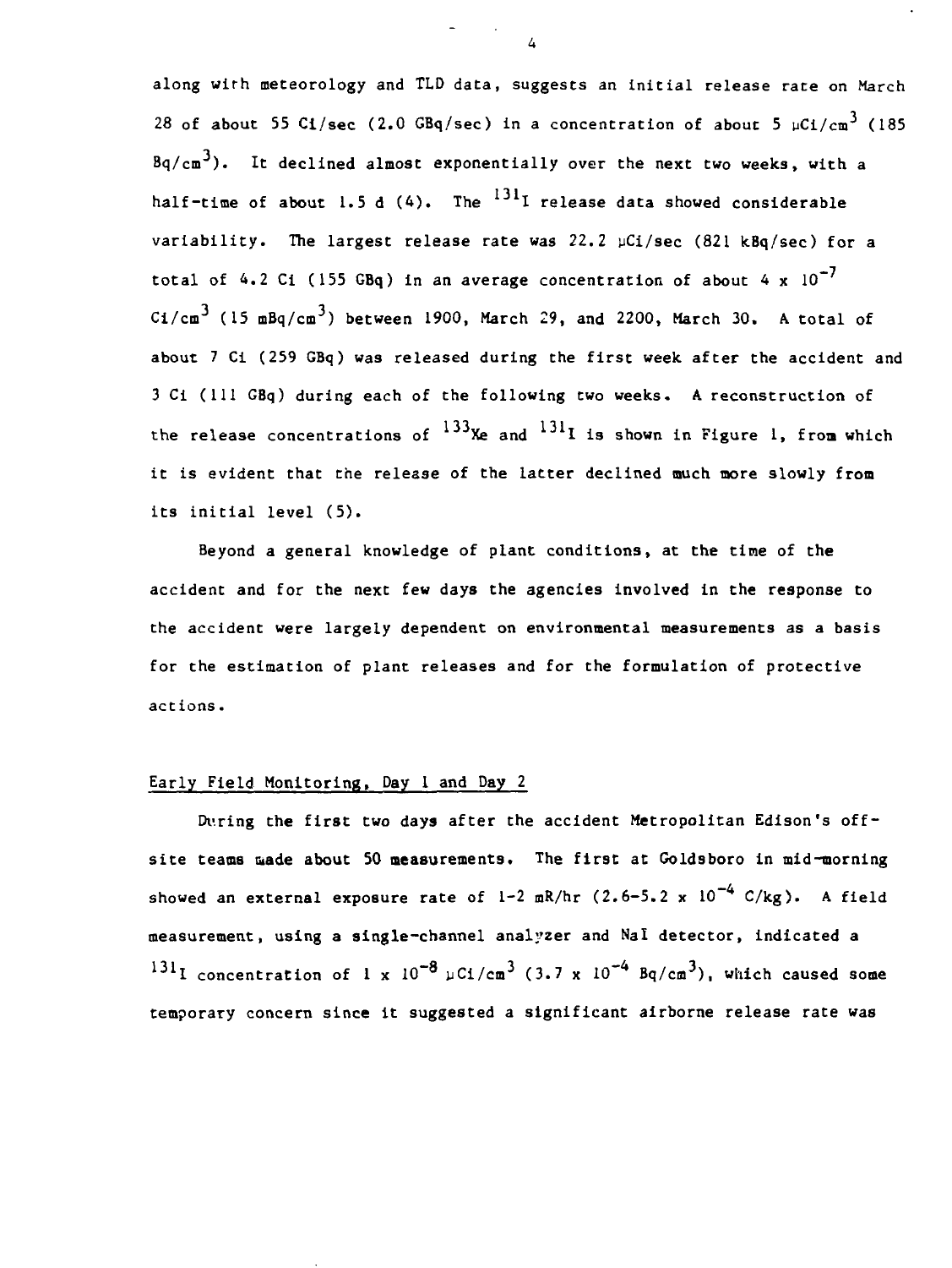along with meteorology and TLD data, suggests an initial release rate on March 28 of about 55 Ci/sec (2.0 GBq/sec) in a concentration of about 5 $\mu$Ci/cm$^3$ (185 Bq/cm$^3$). It declined almost exponentially over the next two weeks, with a half-time of about 1.5 d (4). The $^{131}$I release data showed considerable variability. The largest release rate was 22.2 $\mu$Ci/sec (821 kBq/sec) for a total of 4.2 Ci (155 GBq) in an average concentration of about 4 x $10^{-7}$ Ci/cm$^3$ (15 mBq/cm$^3$) between 1900, March 29, and 2200, March 30. A total of about 7 Ci (259 GBq) was released during the first week after the accident and 3 Ci (111 GBq) during each of the following two weeks. A reconstruction of the release concentrations of $^{133}$Xe and $^{131}$I is shown in Figure 1, from which it is evident that the release of the latter declined much more slowly from its initial level (5).

Beyond a general knowledge of plant conditions, at the time of the accident and for the next few days the agencies involved in the response to the accident were largely dependent on environmental measurements as a basis for the estimation of plant releases and for the formulation of protective actions.

## Early Field Monitoring, Day 1 and Day 2

During the first two days after the accident Metropolitan Edison's off-site teams made about 50 measurements. The first at Goldsboro in mid-morning showed an external exposure rate of 1-2 mR/hr (2.6-5.2 x $10^{-4}$ C/kg). A field measurement, using a single-channel analyzer and NaI detector, indicated a $^{131}$I concentration of 1 x $10^{-8}$ $\mu$Ci/cm$^3$ (3.7 x $10^{-4}$ Bq/cm$^3$), which caused some temporary concern since it suggested a significant airborne release rate was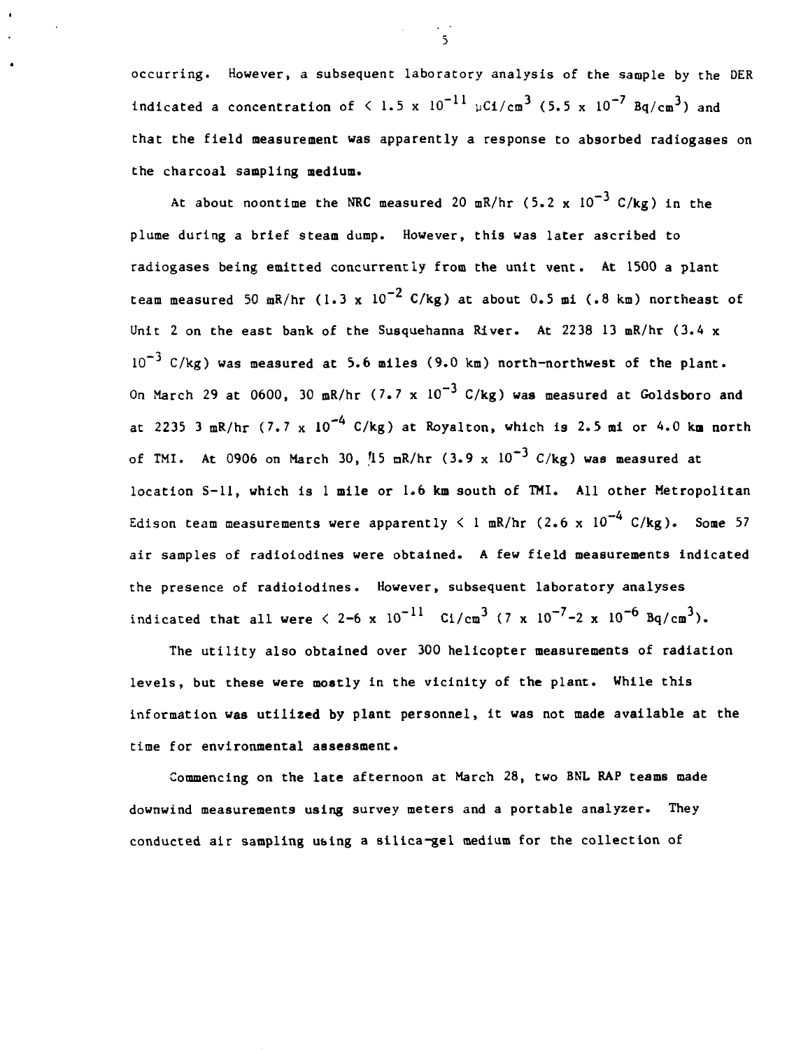occurring. However, a subsequent laboratory analysis of the sample by the DER indicated a concentration of $< 1.5 \times 10^{-11}$ $\mu$Ci/cm$^3$ ($5.5 \times 10^{-7}$ Bq/cm$^3$) and that the field measurement was apparently a response to absorbed radiogases on the charcoal sampling medium.

At about noontime the NRC measured 20 mR/hr ($5.2 \times 10^{-3}$ C/kg) in the plume during a brief steam dump. However, this was later ascribed to radiogases being emitted concurrently from the unit vent. At 1500 a plant team measured 50 mR/hr ($1.3 \times 10^{-2}$ C/kg) at about 0.5 mi (.8 km) northeast of Unit 2 on the east bank of the Susquehanna River. At 2238 13 mR/hr ($3.4 \times 10^{-3}$ C/kg) was measured at 5.6 miles (9.0 km) north-northwest of the plant. On March 29 at 0600, 30 mR/hr ($7.7 \times 10^{-3}$ C/kg) was measured at Goldsboro and at 2235 3 mR/hr ($7.7 \times 10^{-4}$ C/kg) at Royalton, which is 2.5 mi or 4.0 km north of TMI. At 0906 on March 30, 15 mR/hr ($3.9 \times 10^{-3}$ C/kg) was measured at location S-11, which is 1 mile or 1.6 km south of TMI. All other Metropolitan Edison team measurements were apparently $< 1$ mR/hr ($2.6 \times 10^{-4}$ C/kg). Some 57 air samples of radioiodines were obtained. A few field measurements indicated the presence of radioiodines. However, subsequent laboratory analyses indicated that all were $< 2\text{-}6 \times 10^{-11}$ Ci/cm$^3$ ($7 \times 10^{-7}$-$2 \times 10^{-6}$ Bq/cm$^3$).

The utility also obtained over 300 helicopter measurements of radiation levels, but these were mostly in the vicinity of the plant. While this information was utilized by plant personnel, it was not made available at the time for environmental assessment.

Commencing on the late afternoon at March 28, two BNL RAP teams made downwind measurements using survey meters and a portable analyzer. They conducted air sampling using a silica-gel medium for the collection of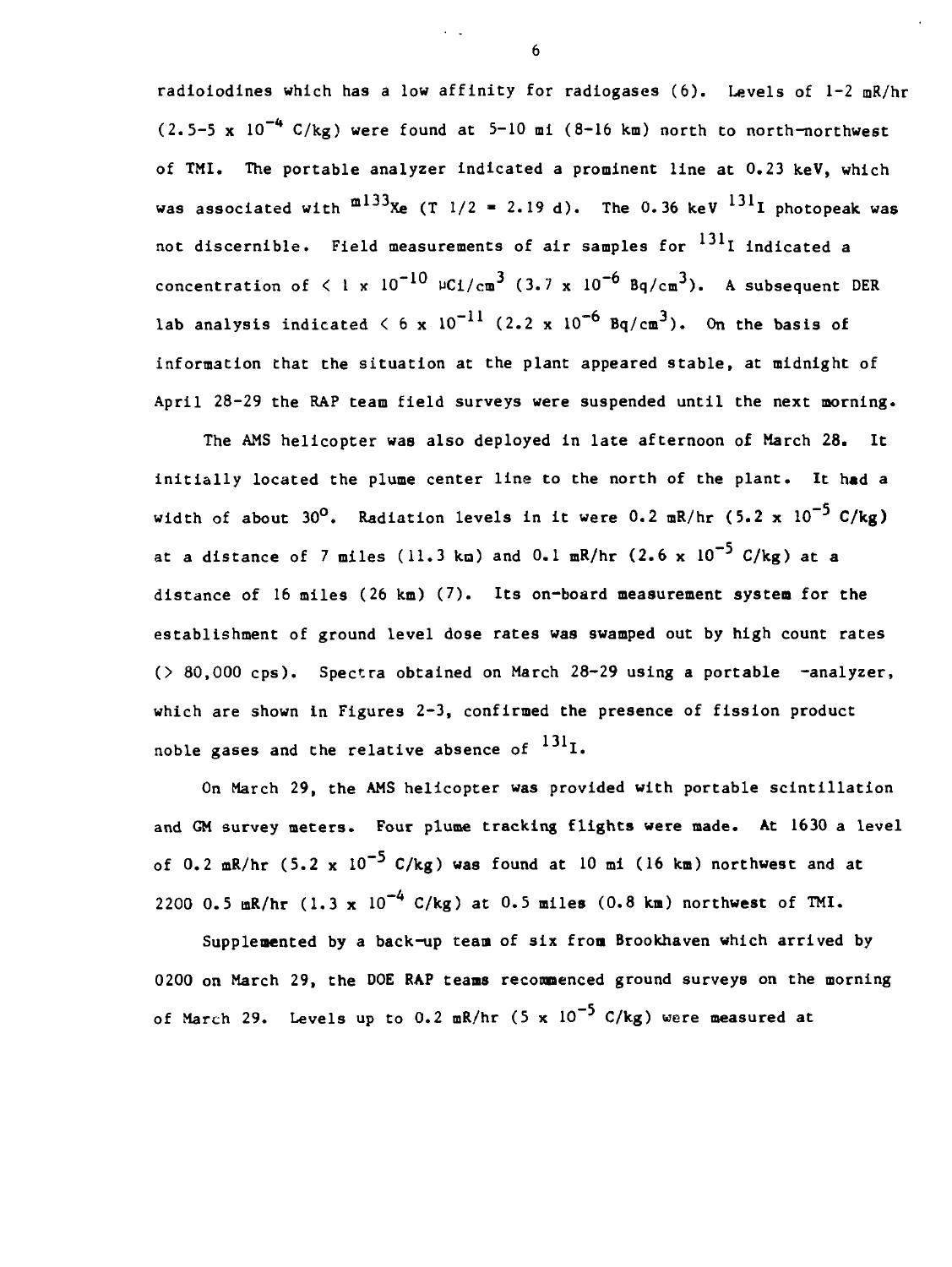radioiodines which has a low affinity for radiogases (6). Levels of 1-2 mR/hr ($2.5$-$5 \times 10^{-4}$ C/kg) were found at 5-10 mi (8-16 km) north to north-northwest of TMI. The portable analyzer indicated a prominent line at 0.23 keV, which was associated with $^{m133}Xe$ (T 1/2 = 2.19 d). The 0.36 keV $^{131}I$ photopeak was not discernible. Field measurements of air samples for $^{131}I$ indicated a concentration of $< 1 \times 10^{-10}$ μCi/cm$^3$ ($3.7 \times 10^{-6}$ Bq/cm$^3$). A subsequent DER lab analysis indicated $< 6 \times 10^{-11}$ ($2.2 \times 10^{-6}$ Bq/cm$^3$). On the basis of information that the situation at the plant appeared stable, at midnight of April 28-29 the RAP team field surveys were suspended until the next morning.

The AMS helicopter was also deployed in late afternoon of March 28. It initially located the plume center line to the north of the plant. It had a width of about 30°. Radiation levels in it were 0.2 mR/hr ($5.2 \times 10^{-5}$ C/kg) at a distance of 7 miles (11.3 km) and 0.1 mR/hr ($2.6 \times 10^{-5}$ C/kg) at a distance of 16 miles (26 km) (7). Its on-board measurement system for the establishment of ground level dose rates was swamped out by high count rates (> 80,000 cps). Spectra obtained on March 28-29 using a portable -analyzer, which are shown in Figures 2-3, confirmed the presence of fission product noble gases and the relative absence of $^{131}I$.

On March 29, the AMS helicopter was provided with portable scintillation and GM survey meters. Four plume tracking flights were made. At 1630 a level of 0.2 mR/hr ($5.2 \times 10^{-5}$ C/kg) was found at 10 mi (16 km) northwest and at 2200 0.5 mR/hr ($1.3 \times 10^{-4}$ C/kg) at 0.5 miles (0.8 km) northwest of TMI.

Supplemented by a back-up team of six from Brookhaven which arrived by 0200 on March 29, the DOE RAP teams recommenced ground surveys on the morning of March 29. Levels up to 0.2 mR/hr ($5 \times 10^{-5}$ C/kg) were measured at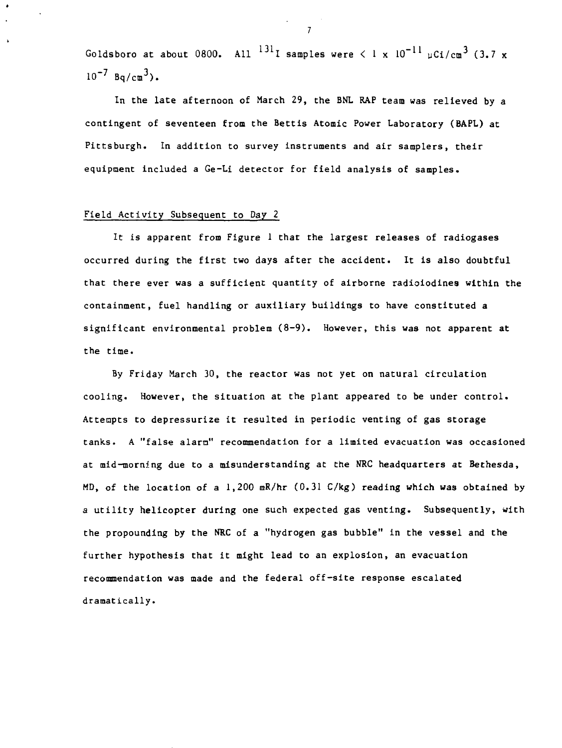Goldsboro at about 0800. All $^{131}I$ samples were $< 1 \times 10^{-11}$ $\mu Ci/cm^3$ ($3.7 \times 10^{-7}$ $Bq/cm^3$).

In the late afternoon of March 29, the BNL RAP team was relieved by a contingent of seventeen from the Bettis Atomic Power Laboratory (BAPL) at Pittsburgh. In addition to survey instruments and air samplers, their equipment included a Ge-Li detector for field analysis of samples.

## Field Activity Subsequent to Day 2

It is apparent from Figure 1 that the largest releases of radiogases occurred during the first two days after the accident. It is also doubtful that there ever was a sufficient quantity of airborne radioiodines within the containment, fuel handling or auxiliary buildings to have constituted a significant environmental problem (8-9). However, this was not apparent at the time.

By Friday March 30, the reactor was not yet on natural circulation cooling. However, the situation at the plant appeared to be under control. Attempts to depressurize it resulted in periodic venting of gas storage tanks. A "false alarm" recommendation for a limited evacuation was occasioned at mid-morning due to a misunderstanding at the NRC headquarters at Bethesda, MD, of the location of a 1,200 mR/hr (0.31 C/kg) reading which was obtained by a utility helicopter during one such expected gas venting. Subsequently, with the propounding by the NRC of a "hydrogen gas bubble" in the vessel and the further hypothesis that it might lead to an explosion, an evacuation recommendation was made and the federal off-site response escalated dramatically.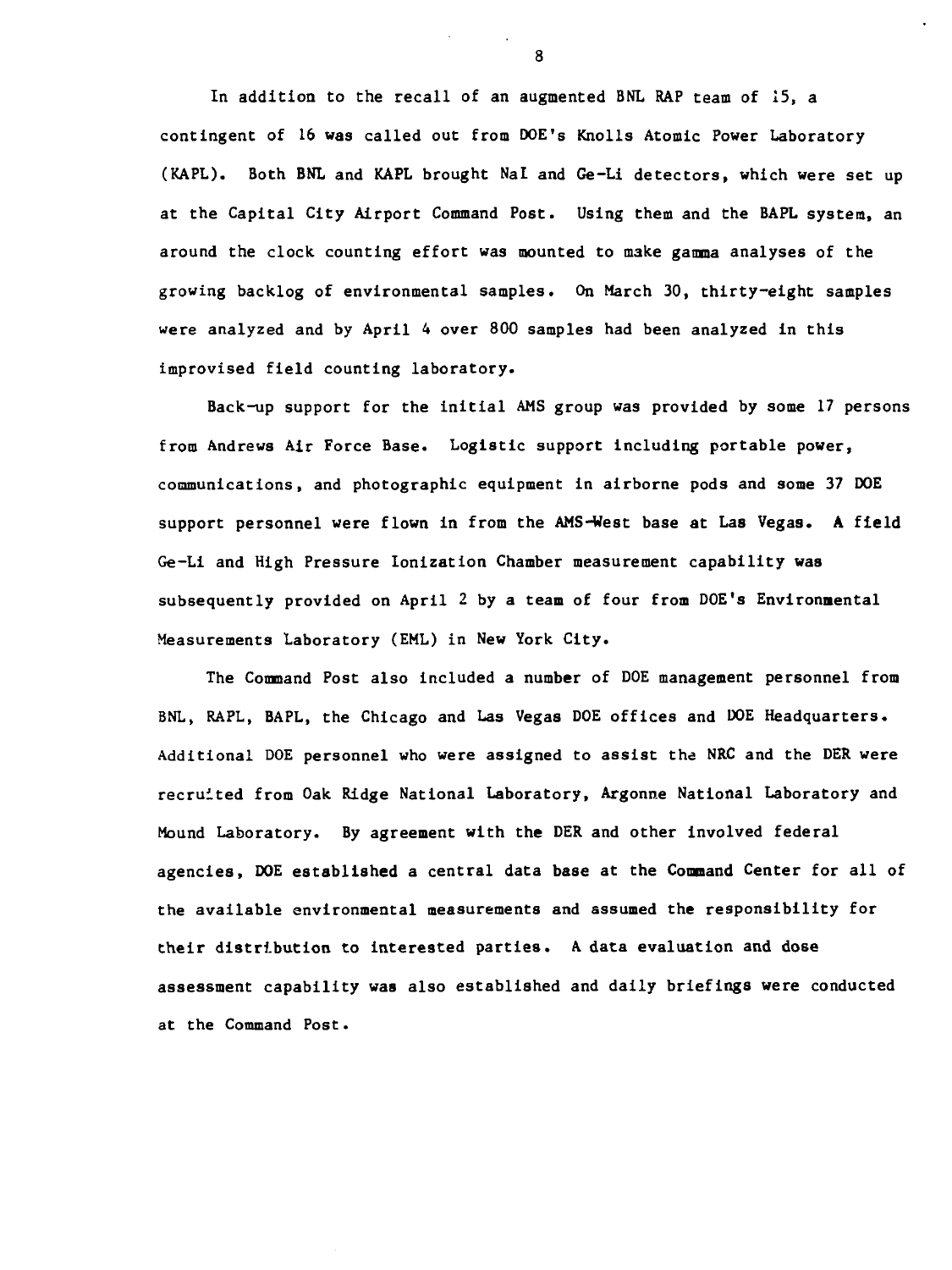In addition to the recall of an augmented BNL RAP team of 15, a contingent of 16 was called out from DOE's Knolls Atomic Power Laboratory (KAPL). Both BNL and KAPL brought NaI and Ge-Li detectors, which were set up at the Capital City Airport Command Post. Using them and the BAPL system, an around the clock counting effort was mounted to make gamma analyses of the growing backlog of environmental samples. On March 30, thirty-eight samples were analyzed and by April 4 over 800 samples had been analyzed in this improvised field counting laboratory.

Back-up support for the initial AMS group was provided by some 17 persons from Andrews Air Force Base. Logistic support including portable power, communications, and photographic equipment in airborne pods and some 37 DOE support personnel were flown in from the AMS-West base at Las Vegas. A field Ge-Li and High Pressure Ionization Chamber measurement capability was subsequently provided on April 2 by a team of four from DOE's Environmental Measurements Laboratory (EML) in New York City.

The Command Post also included a number of DOE management personnel from BNL, KAPL, BAPL, the Chicago and Las Vegas DOE offices and DOE Headquarters. Additional DOE personnel who were assigned to assist the NRC and the DER were recruited from Oak Ridge National Laboratory, Argonne National Laboratory and Mound Laboratory. By agreement with the DER and other involved federal agencies, DOE established a central data base at the Command Center for all of the available environmental measurements and assumed the responsibility for their distribution to interested parties. A data evaluation and dose assessment capability was also established and daily briefings were conducted at the Command Post.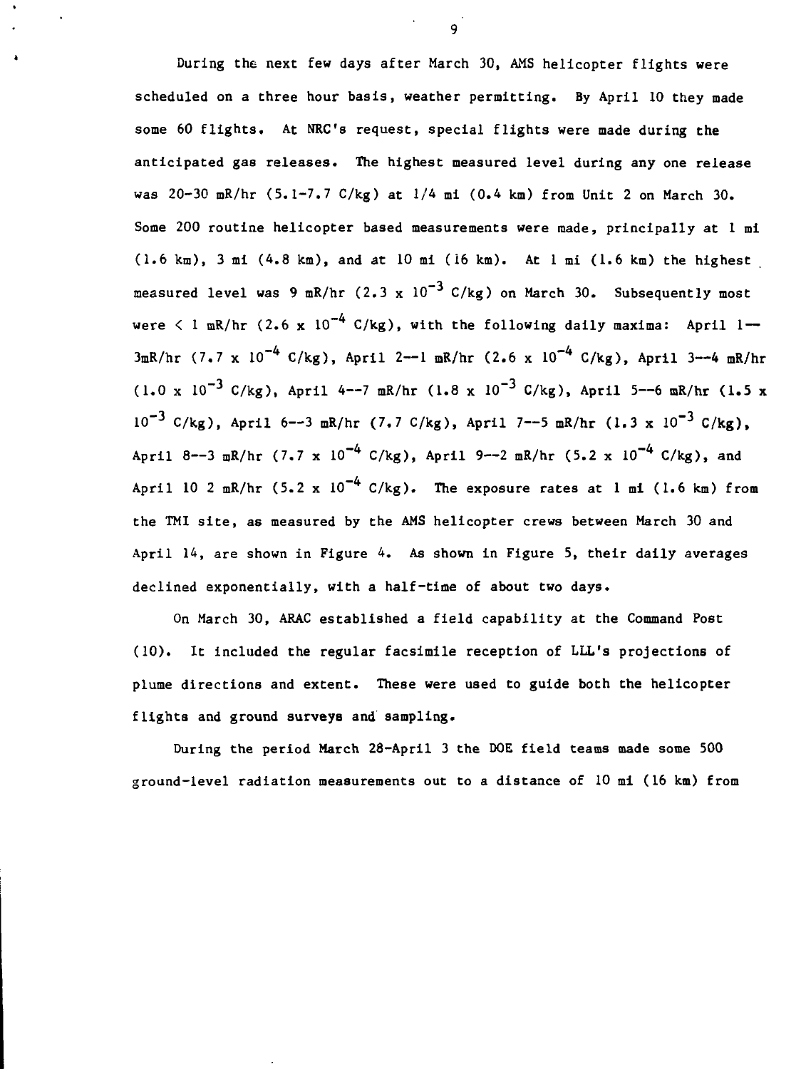During the next few days after March 30, AMS helicopter flights were scheduled on a three hour basis, weather permitting. By April 10 they made some 60 flights. At NRC's request, special flights were made during the anticipated gas releases. The highest measured level during any one release was 20-30 mR/hr (5.1-7.7 C/kg) at 1/4 mi (0.4 km) from Unit 2 on March 30. Some 200 routine helicopter based measurements were made, principally at 1 mi (1.6 km), 3 mi (4.8 km), and at 10 mi (16 km). At 1 mi (1.6 km) the highest measured level was 9 mR/hr ($2.3 \times 10^{-3}$ C/kg) on March 30. Subsequently most were < 1 mR/hr ($2.6 \times 10^{-4}$ C/kg), with the following daily maxima: April 1—3mR/hr ($7.7 \times 10^{-4}$ C/kg), April 2--1 mR/hr ($2.6 \times 10^{-4}$ C/kg), April 3--4 mR/hr ($1.0 \times 10^{-3}$ C/kg), April 4--7 mR/hr ($1.8 \times 10^{-3}$ C/kg), April 5--6 mR/hr ($1.5 \times 10^{-3}$ C/kg), April 6--3 mR/hr (7.7 C/kg), April 7--5 mR/hr ($1.3 \times 10^{-3}$ C/kg), April 8--3 mR/hr ($7.7 \times 10^{-4}$ C/kg), April 9--2 mR/hr ($5.2 \times 10^{-4}$ C/kg), and April 10 2 mR/hr ($5.2 \times 10^{-4}$ C/kg). The exposure rates at 1 mi (1.6 km) from the TMI site, as measured by the AMS helicopter crews between March 30 and April 14, are shown in Figure 4. As shown in Figure 5, their daily averages declined exponentially, with a half-time of about two days.

On March 30, ARAC established a field capability at the Command Post (10). It included the regular facsimile reception of LLL's projections of plume directions and extent. These were used to guide both the helicopter flights and ground surveys and sampling.

During the period March 28-April 3 the DOE field teams made some 500 ground-level radiation measurements out to a distance of 10 mi (16 km) from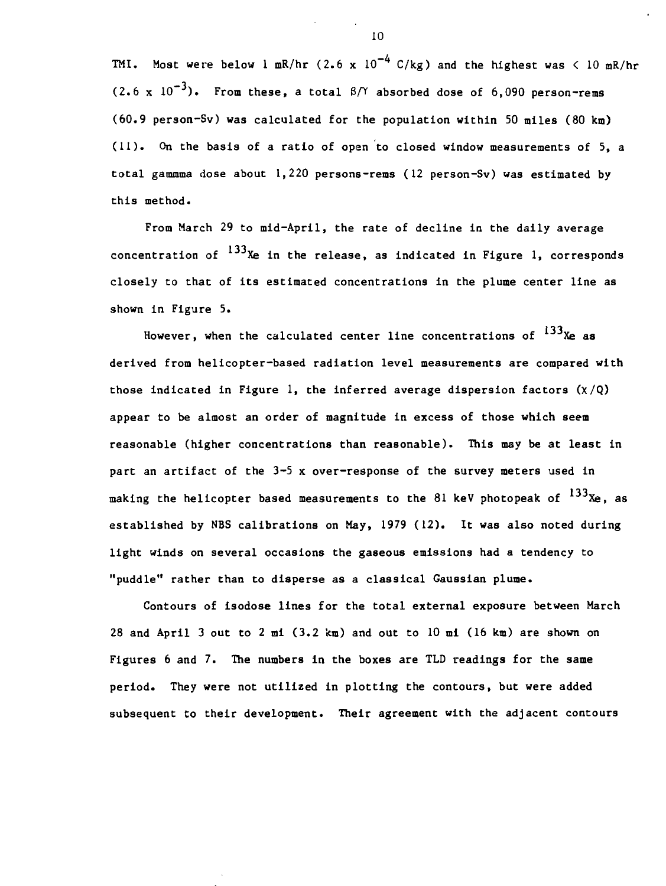TMI. Most were below 1 mR/hr ($2.6 \times 10^{-4}$ C/kg) and the highest was < 10 mR/hr ($2.6 \times 10^{-3}$). From these, a total $\beta/\gamma$ absorbed dose of 6,090 person-rems (60.9 person-Sv) was calculated for the population within 50 miles (80 km) (11). On the basis of a ratio of open to closed window measurements of 5, a total gammma dose about 1,220 persons-rems (12 person-Sv) was estimated by this method.

From March 29 to mid-April, the rate of decline in the daily average concentration of $^{133}Xe$ in the release, as indicated in Figure 1, corresponds closely to that of its estimated concentrations in the plume center line as shown in Figure 5.

However, when the calculated center line concentrations of $^{133}Xe$ as derived from helicopter-based radiation level measurements are compared with those indicated in Figure 1, the inferred average dispersion factors ($\chi/Q$) appear to be almost an order of magnitude in excess of those which seem reasonable (higher concentrations than reasonable). This may be at least in part an artifact of the 3-5 x over-response of the survey meters used in making the helicopter based measurements to the 81 keV photopeak of $^{133}Xe$, as established by NBS calibrations on May, 1979 (12). It was also noted during light winds on several occasions the gaseous emissions had a tendency to "puddle" rather than to disperse as a classical Gaussian plume.

Contours of isodose lines for the total external exposure between March 28 and April 3 out to 2 mi (3.2 km) and out to 10 mi (16 km) are shown on Figures 6 and 7. The numbers in the boxes are TLD readings for the same period. They were not utilized in plotting the contours, but were added subsequent to their development. Their agreement with the adjacent contours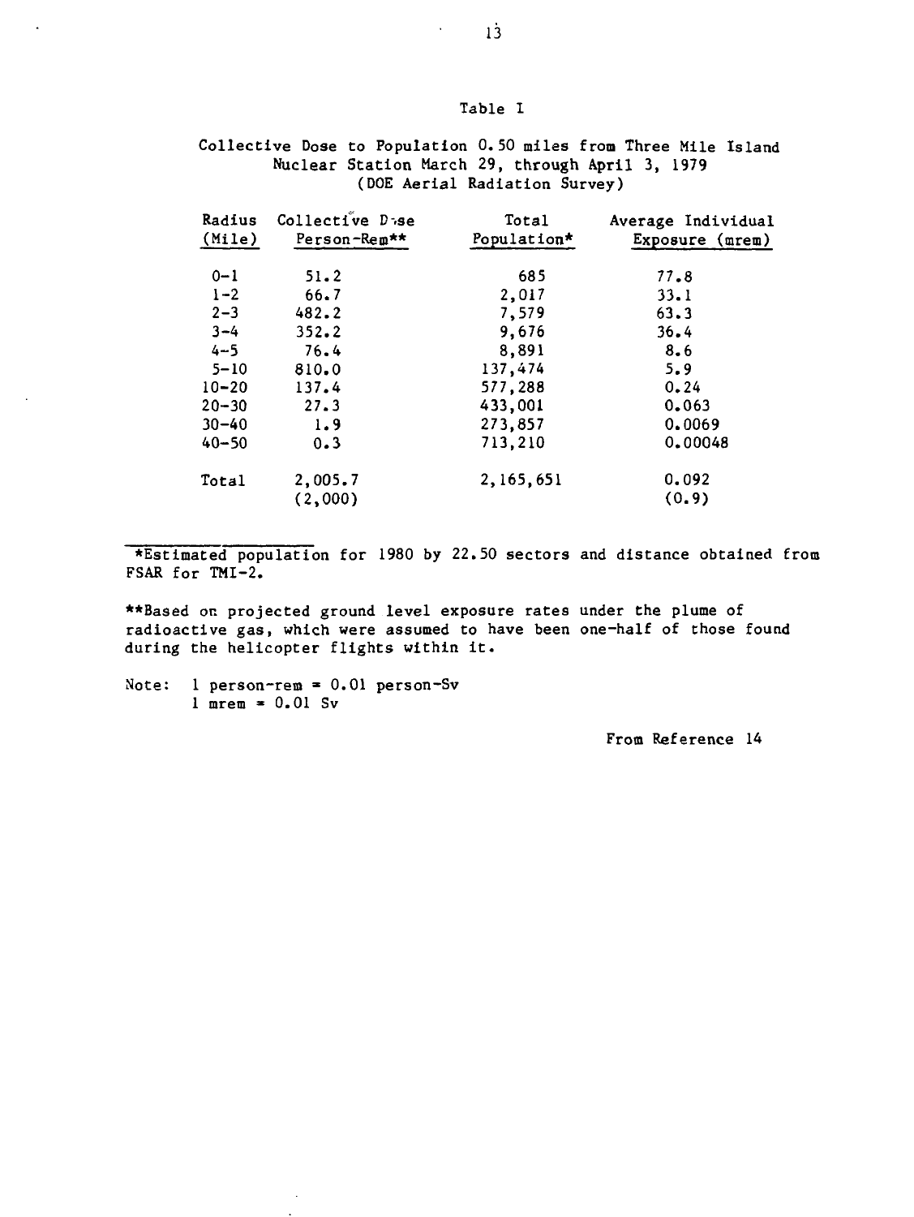Table I

Collective Dose to Population 0.50 miles from Three Mile Island Nuclear Station March 29, through April 3, 1979 (DOE Aerial Radiation Survey)

| Radius (Mile) | Collective Dose Person-Rem** | Total Population* | Average Individual Exposure (mrem) |
|---|---|---|---|
| 0–1 | 51.2 | 685 | 77.8 |
| 1–2 | 66.7 | 2,017 | 33.1 |
| 2–3 | 482.2 | 7,579 | 63.3 |
| 3–4 | 352.2 | 9,676 | 36.4 |
| 4–5 | 76.4 | 8,891 | 8.6 |
| 5–10 | 810.0 | 137,474 | 5.9 |
| 10–20 | 137.4 | 577,288 | 0.24 |
| 20–30 | 27.3 | 433,001 | 0.063 |
| 30–40 | 1.9 | 273,857 | 0.0069 |
| 40–50 | 0.3 | 713,210 | 0.00048 |
| Total | 2,005.7 (2,000) | 2,165,651 | 0.092 (0.9) |

*Estimated population for 1980 by 22.50 sectors and distance obtained from FSAR for TMI-2.

**Based on projected ground level exposure rates under the plume of radioactive gas, which were assumed to have been one-half of those found during the helicopter flights within it.

Note: 1 person-rem = 0.01 person-Sv
1 mrem = 0.01 Sv

From Reference 14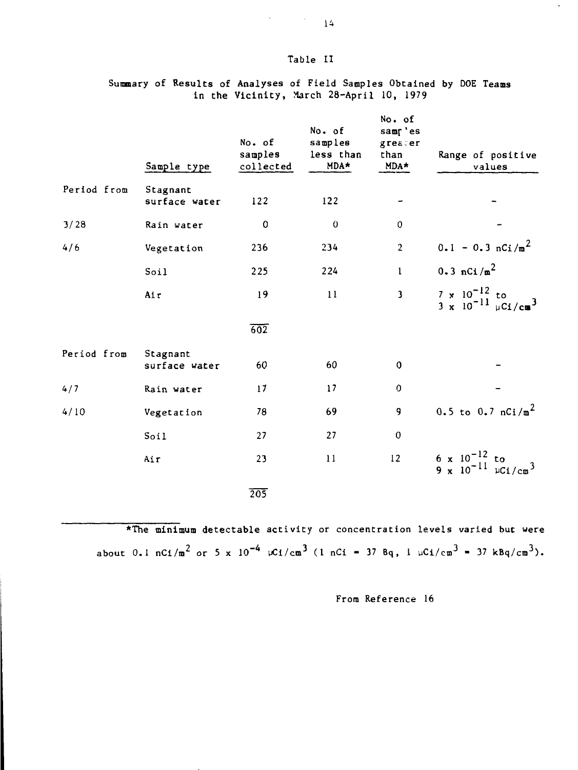Table II

Summary of Results of Analyses of Field Samples Obtained by DOE Teams in the Vicinity, March 28-April 10, 1979

| | Sample type | No. of samples collected | No. of samples less than MDA* | No. of samples greater than MDA* | Range of positive values |
|---|---|---|---|---|---|
| Period from | Stagnant surface water | 122 | 122 | - | - |
| 3/28 | Rain water | 0 | 0 | 0 | - |
| 4/6 | Vegetation | 236 | 234 | 2 | 0.1 - 0.3 $nCi/m^2$ |
| | Soil | 225 | 224 | 1 | 0.3 $nCi/m^2$ |
| | Air | 19 | 11 | 3 | $7 \times 10^{-12}$ to $3 \times 10^{-11}$ $\mu Ci/cm^3$ |
| | | 602 | | | |
| Period from | Stagnant surface water | 60 | 60 | 0 | - |
| 4/7 | Rain water | 17 | 17 | 0 | - |
| 4/10 | Vegetation | 78 | 69 | 9 | 0.5 to 0.7 $nCi/m^2$ |
| | Soil | 27 | 27 | 0 | |
| | Air | 23 | 11 | 12 | $6 \times 10^{-12}$ to $9 \times 10^{-11}$ $\mu Ci/cm^3$ |
| | | 205 | | | |

*The minimum detectable activity or concentration levels varied but were about 0.1 $nCi/m^2$ or $5 \times 10^{-4}$ $\mu Ci/cm^3$ (1 nCi = 37 Bq, 1 $\mu Ci/cm^3$ = 37 $kBq/cm^3$).

From Reference 16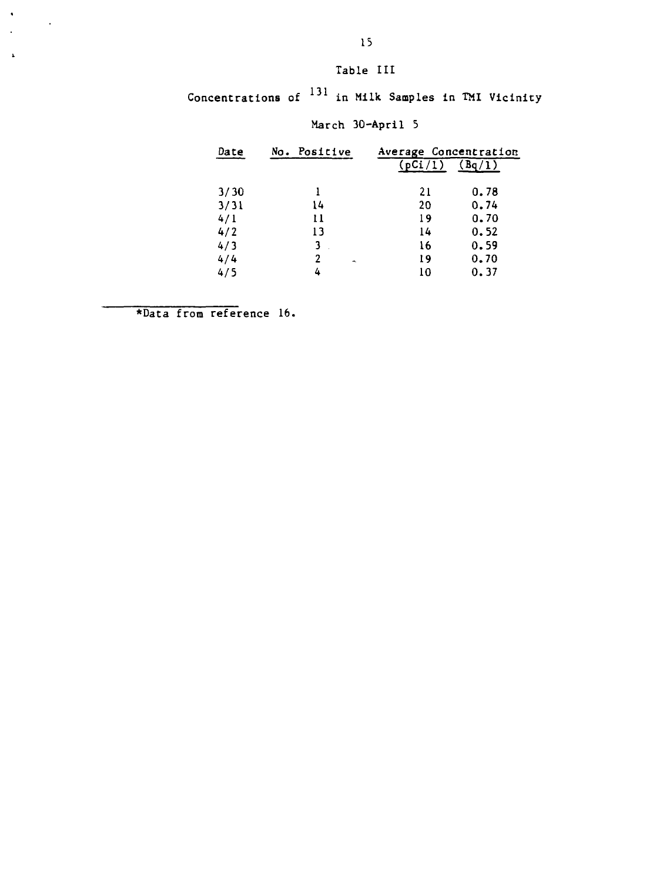Table III

Concentrations of $^{131}$ in Milk Samples in TMI Vicinity

March 30-April 5

| Date | No. Positive | Average Concentration (pCi/l) | (Bq/l) |
|---|---|---|---|
| 3/30 | 1 | 21 | 0.78 |
| 3/31 | 14 | 20 | 0.74 |
| 4/1 | 11 | 19 | 0.70 |
| 4/2 | 13 | 14 | 0.52 |
| 4/3 | 3 | 16 | 0.59 |
| 4/4 | 2 | 19 | 0.70 |
| 4/5 | 4 | 10 | 0.37 |

*Data from reference 16.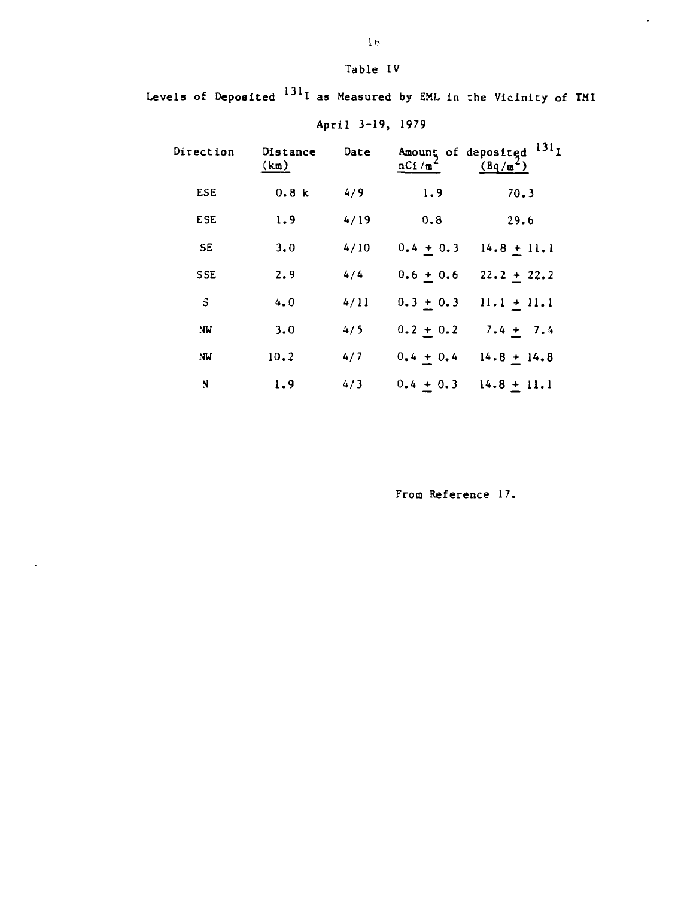Table IV

Levels of Deposited $^{131}I$ as Measured by EML in the Vicinity of TMI

April 3-19, 1979

| Direction | Distance (km) | Date | Amount of deposited $^{131}I$ nCi/$m^2$ | (Bq/$m^2$) |
|---|---|---|---|---|
| ESE | 0.8 k | 4/9 | 1.9 | 70.3 |
| ESE | 1.9 | 4/19 | 0.8 | 29.6 |
| SE | 3.0 | 4/10 | $0.4 \pm 0.3$ | $14.8 \pm 11.1$ |
| SSE | 2.9 | 4/4 | $0.6 \pm 0.6$ | $22.2 \pm 22.2$ |
| S | 4.0 | 4/11 | $0.3 \pm 0.3$ | $11.1 \pm 11.1$ |
| NW | 3.0 | 4/5 | $0.2 \pm 0.2$ | $7.4 \pm 7.4$ |
| NW | 10.2 | 4/7 | $0.4 \pm 0.4$ | $14.8 \pm 14.8$ |
| N | 1.9 | 4/3 | $0.4 \pm 0.3$ | $14.8 \pm 11.1$ |

From Reference 17.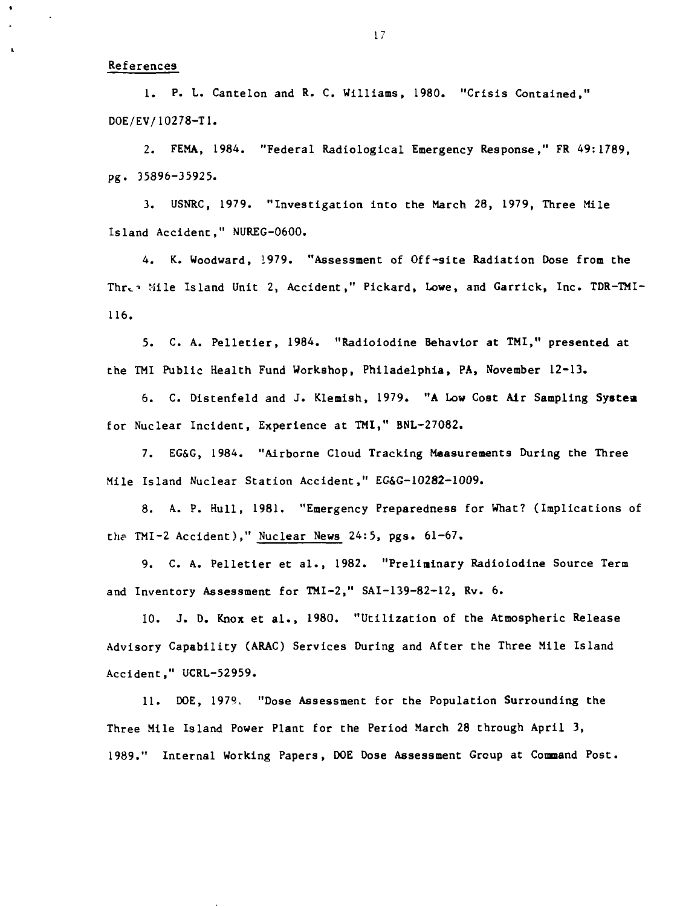## References

1. P. L. Cantelon and R. C. Williams, 1980. "Crisis Contained," DOE/EV/10278-T1.

2. FEMA, 1984. "Federal Radiological Emergency Response," FR 49:1789, pg. 35896-35925.

3. USNRC, 1979. "Investigation into the March 28, 1979, Three Mile Island Accident," NUREG-0600.

4. K. Woodward, 1979. "Assessment of Off-site Radiation Dose from the Three Mile Island Unit 2, Accident," Pickard, Lowe, and Garrick, Inc. TDR-TMI-116.

5. C. A. Pelletier, 1984. "Radioiodine Behavior at TMI," presented at the TMI Public Health Fund Workshop, Philadelphia, PA, November 12-13.

6. C. Distenfeld and J. Klemish, 1979. "A Low Cost Air Sampling System for Nuclear Incident, Experience at TMI," BNL-27082.

7. EG&G, 1984. "Airborne Cloud Tracking Measurements During the Three Mile Island Nuclear Station Accident," EG&G-10282-1009.

8. A. P. Hull, 1981. "Emergency Preparedness for What? (Implications of the TMI-2 Accident)," Nuclear News 24:5, pgs. 61-67.

9. C. A. Pelletier et al., 1982. "Preliminary Radioiodine Source Term and Inventory Assessment for TMI-2," SAI-139-82-12, Rv. 6.

10. J. D. Knox et al., 1980. "Utilization of the Atmospheric Release Advisory Capability (ARAC) Services During and After the Three Mile Island Accident," UCRL-52959.

11. DOE, 1979. "Dose Assessment for the Population Surrounding the Three Mile Island Power Plant for the Period March 28 through April 3, 1989." Internal Working Papers, DOE Dose Assessment Group at Command Post.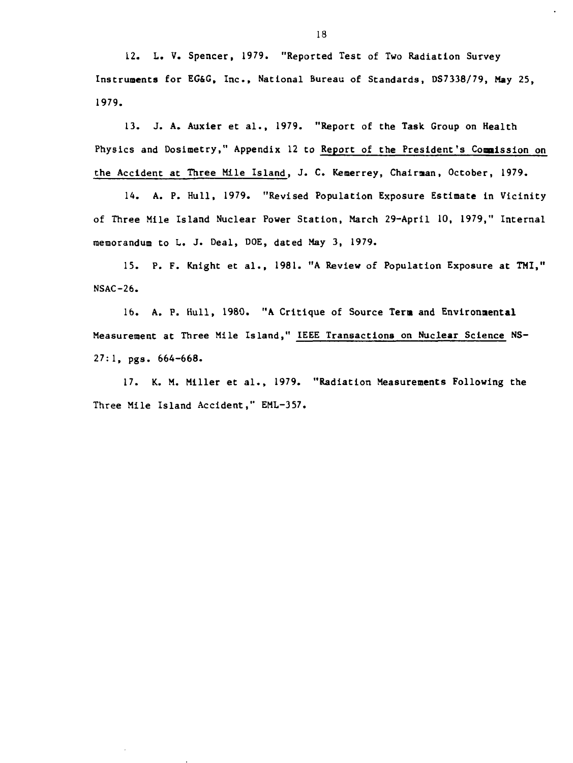12. L. V. Spencer, 1979. "Reported Test of Two Radiation Survey Instruments for EG&G, Inc., National Bureau of Standards, DS7338/79, May 25, 1979.

13. J. A. Auxier et al., 1979. "Report of the Task Group on Health Physics and Dosimetry," Appendix 12 to Report of the President's Commission on the Accident at Three Mile Island, J. C. Kemerrey, Chairman, October, 1979.

14. A. P. Hull, 1979. "Revised Population Exposure Estimate in Vicinity of Three Mile Island Nuclear Power Station, March 29-April 10, 1979," Internal memorandum to L. J. Deal, DOE, dated May 3, 1979.

15. P. F. Knight et al., 1981. "A Review of Population Exposure at TMI," NSAC-26.

16. A. P. Hull, 1980. "A Critique of Source Term and Environmental Measurement at Three Mile Island," IEEE Transactions on Nuclear Science NS-27:1, pgs. 664-668.

17. K. M. Miller et al., 1979. "Radiation Measurements Following the Three Mile Island Accident," EML-357.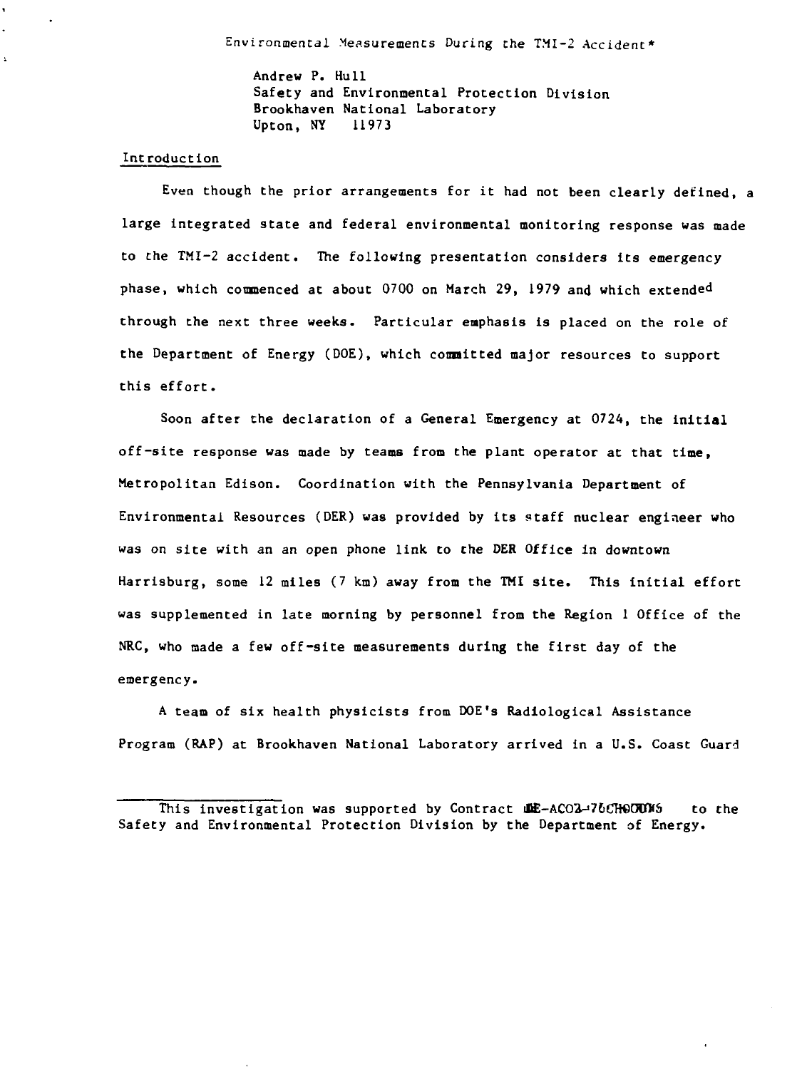# Environmental Measurements During the TMI-2 Accident*

Andrew P. Hull
Safety and Environmental Protection Division
Brookhaven National Laboratory
Upton, NY 11973

## Introduction

Even though the prior arrangements for it had not been clearly defined, a large integrated state and federal environmental monitoring response was made to the TMI-2 accident. The following presentation considers its emergency phase, which commenced at about 0700 on March 29, 1979 and which extended through the next three weeks. Particular emphasis is placed on the role of the Department of Energy (DOE), which committed major resources to support this effort.

Soon after the declaration of a General Emergency at 0724, the initial off-site response was made by teams from the plant operator at that time, Metropolitan Edison. Coordination with the Pennsylvania Department of Environmental Resources (DER) was provided by its staff nuclear engineer who was on site with an an open phone link to the DER Office in downtown Harrisburg, some 12 miles (7 km) away from the TMI site. This initial effort was supplemented in late morning by personnel from the Region 1 Office of the NRC, who made a few off-site measurements during the first day of the emergency.

A team of six health physicists from DOE's Radiological Assistance Program (RAP) at Brookhaven National Laboratory arrived in a U.S. Coast Guard

---

*This investigation was supported by Contract DE-AC02-76CH00016 to the Safety and Environmental Protection Division by the Department of Energy.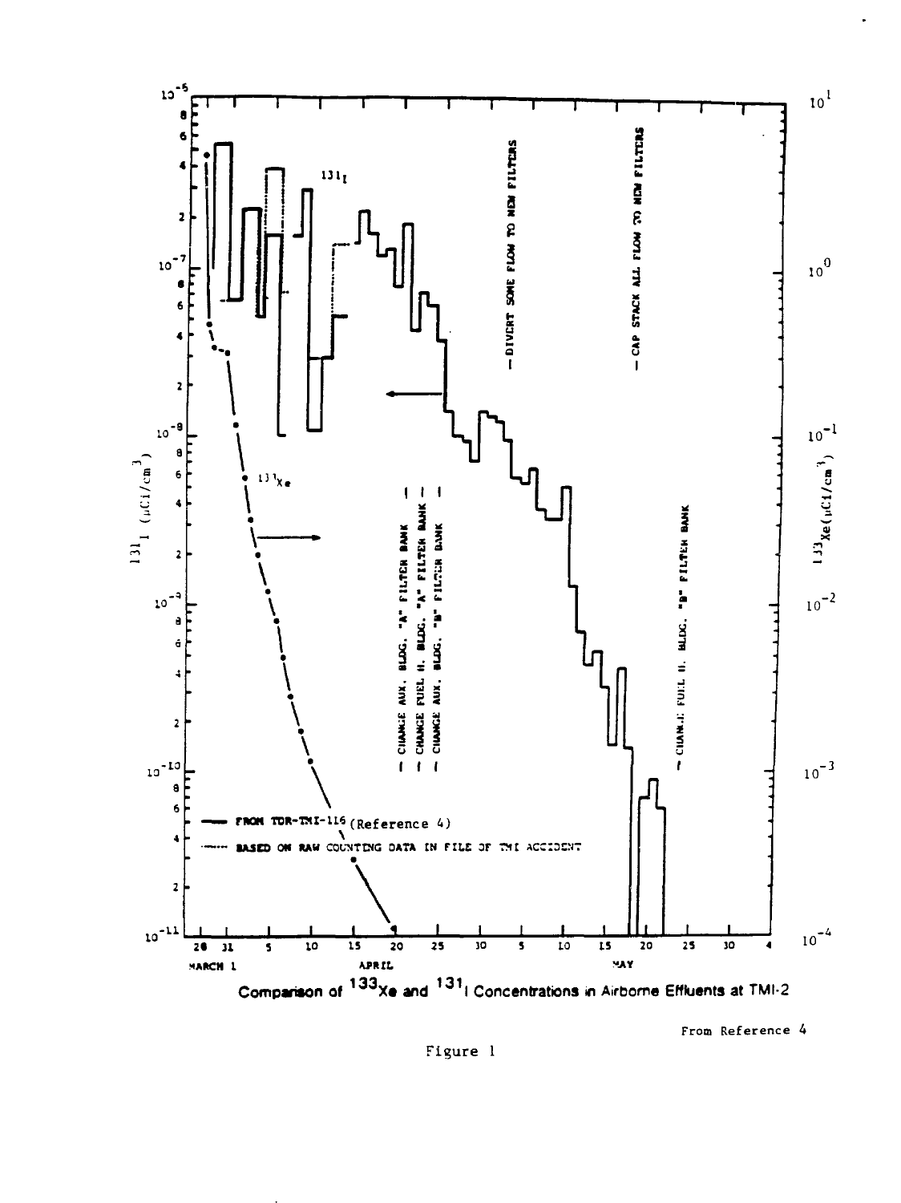Comparison of $^{133}Xe$ and $^{131}I$ Concentrations in Airborne Effluents at TMI-2

From Reference 4

Figure 1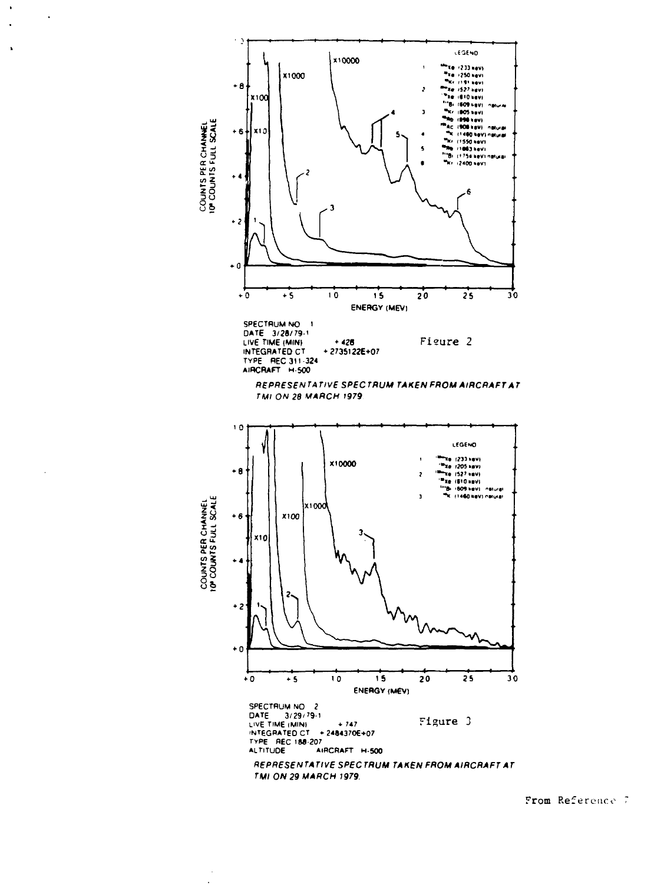SPECTRUM NO 1
DATE 3/28/79-1
LIVE TIME (MIN) +428
INTEGRATED CT +2735122E+07
TYPE REC 311-324
AIRCRAFT H-500

Figure 2

*REPRESENTATIVE SPECTRUM TAKEN FROM AIRCRAFT AT TMI ON 28 MARCH 1979*

SPECTRUM NO 2
DATE 3/29/79-1
LIVE TIME (MIN) +747
INTEGRATED CT +2484370E+07
TYPE REC 188-207
ALTITUDE AIRCRAFT H-500

Figure 3

*REPRESENTATIVE SPECTRUM TAKEN FROM AIRCRAFT AT TMI ON 29 MARCH 1979.*

From Reference 7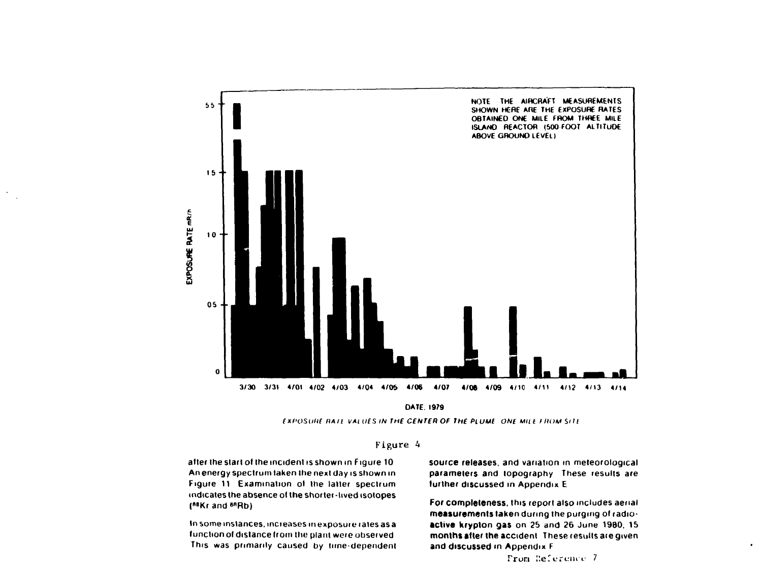NOTE THE AIRCRAFT MEASUREMENTS SHOWN HERE ARE THE EXPOSURE RATES OBTAINED ONE MILE FROM THREE MILE ISLAND REACTOR (500-FOOT ALTITUDE ABOVE GROUND LEVEL)

EXPOSURE RATE mR/h

DATE, 1979

*EXPOSURE RATE VALUES IN THE CENTER OF THE PLUME ONE MILE FROM SITE*

Figure 4

after the start of the incident is shown in Figure 10. An energy spectrum taken the next day is shown in Figure 11. Examination of the latter spectrum indicates the absence of the shorter-lived isotopes ($^{88}Kr$ and $^{88}Rb$).

In some instances, increases in exposure rates as a function of distance from the plant were observed. This was primarily caused by time-dependent source releases, and variation in meteorological parameters and topography. These results are further discussed in Appendix E.

For completeness, this report also includes aerial measurements taken during the purging of radioactive krypton gas on 25 and 26 June 1980, 15 months after the accident. These results are given and discussed in Appendix F.

From Reference 7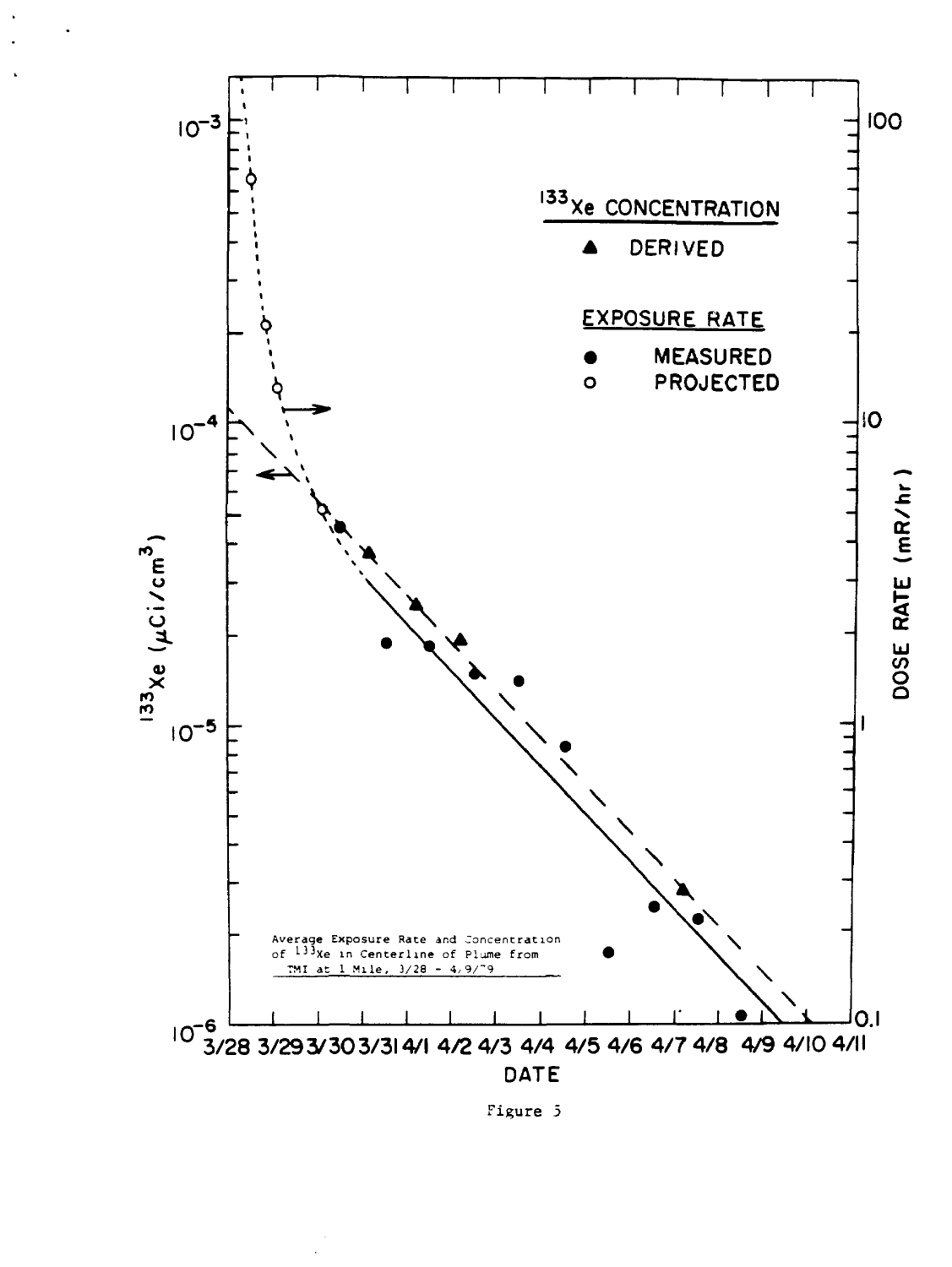Average Exposure Rate and Concentration of $^{133}$Xe in Centerline of Plume from TMI at 1 Mile, 3/28 - 4/9/79

Figure 5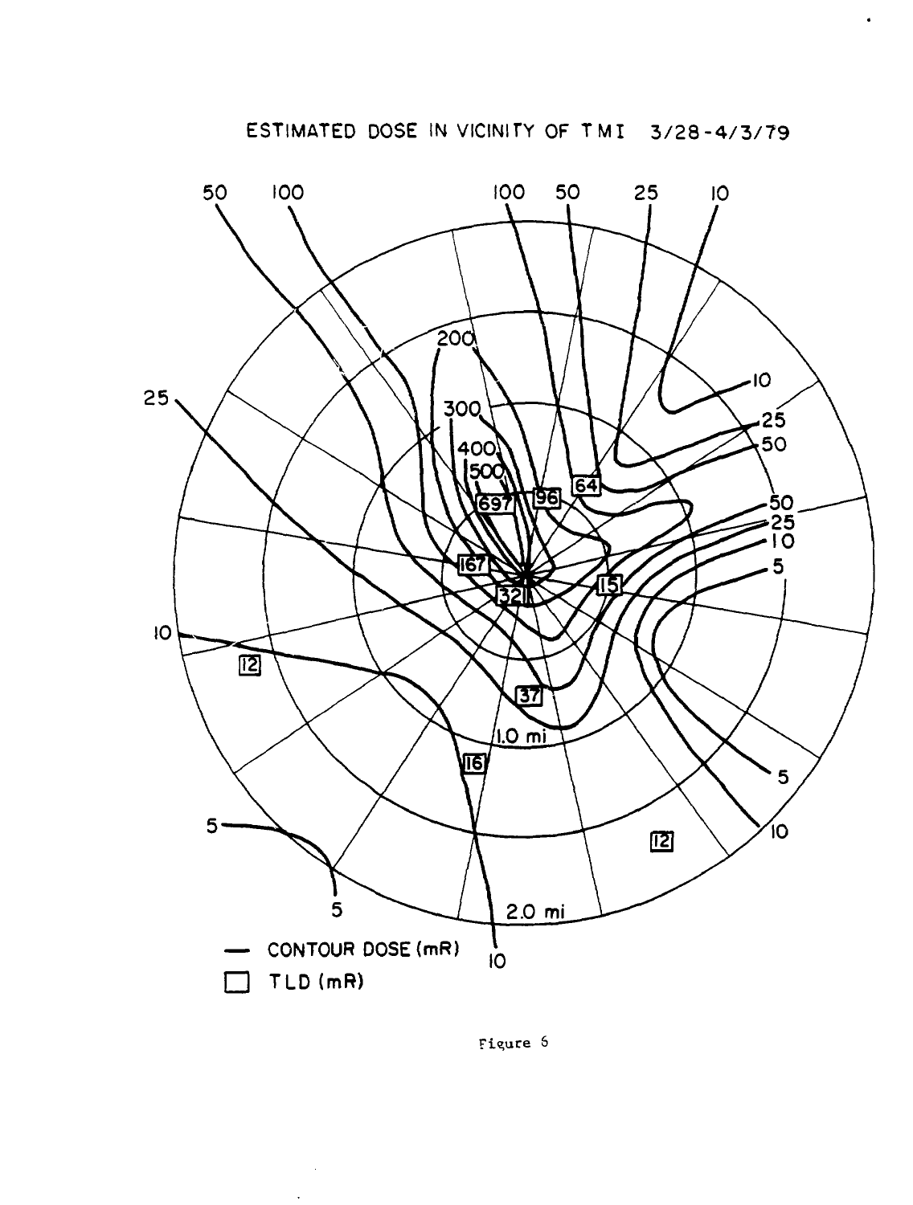ESTIMATED DOSE IN VICINITY OF TMI 3/28-4/3/79

— CONTOUR DOSE (mR)

☐ TLD (mR)

Figure 6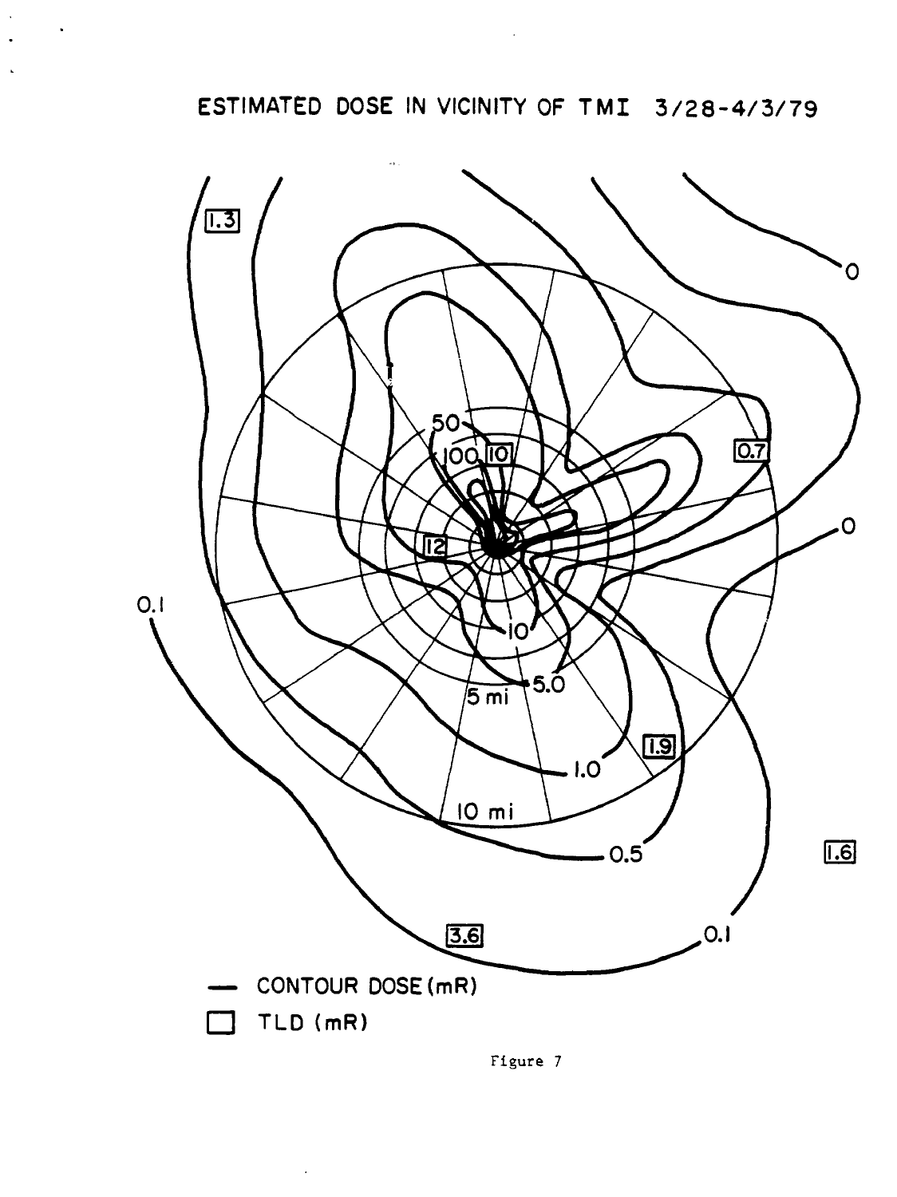ESTIMATED DOSE IN VICINITY OF TMI 3/28-4/3/79

— CONTOUR DOSE (mR)

☐ TLD (mR)

Figure 7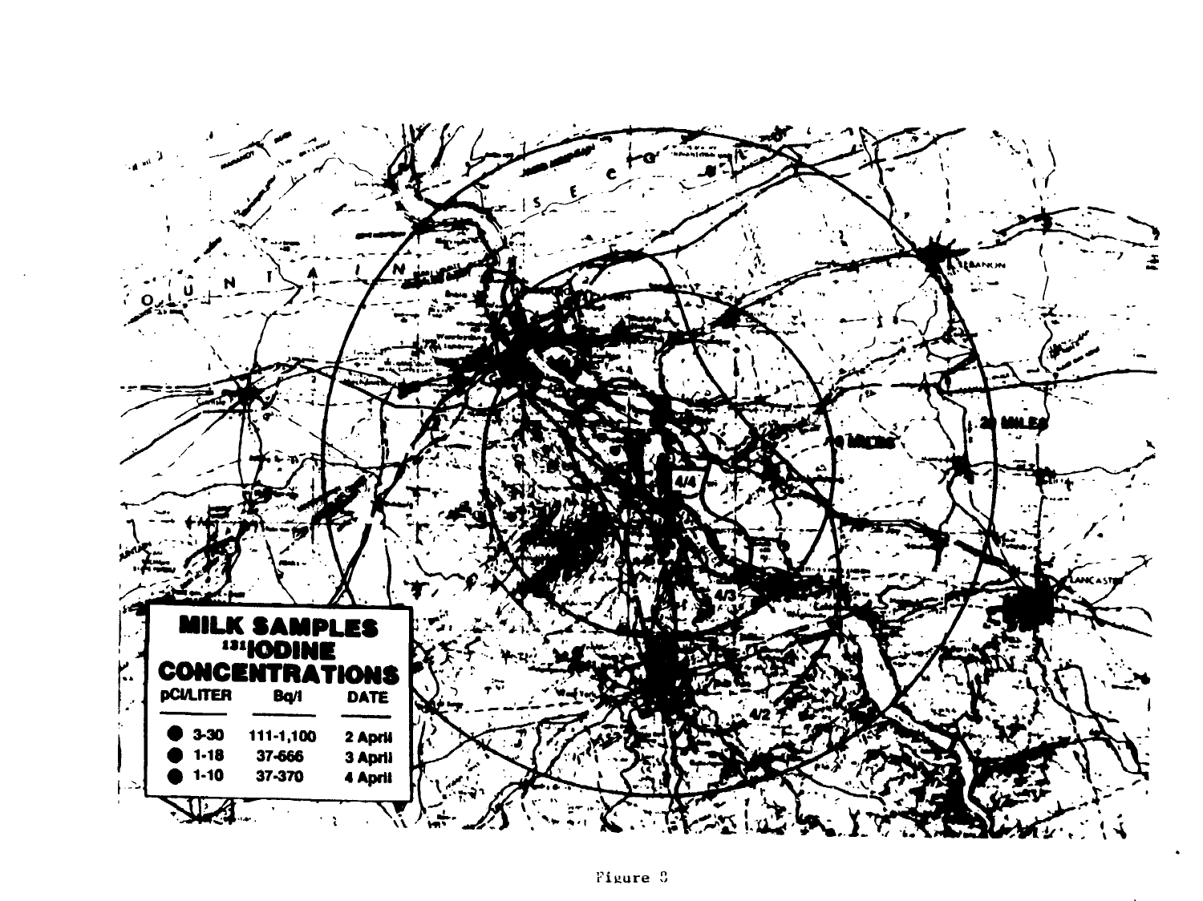**MILK SAMPLES**
**$^{131}$IODINE**
**CONCENTRATIONS**

| pCi/LITER | Bq/l | DATE |
| --- | --- | --- |
| ● 3-30 | 111-1,100 | 2 April |
| ● 1-18 | 37-666 | 3 April |
| ● 1-10 | 37-370 | 4 April |

Figure 8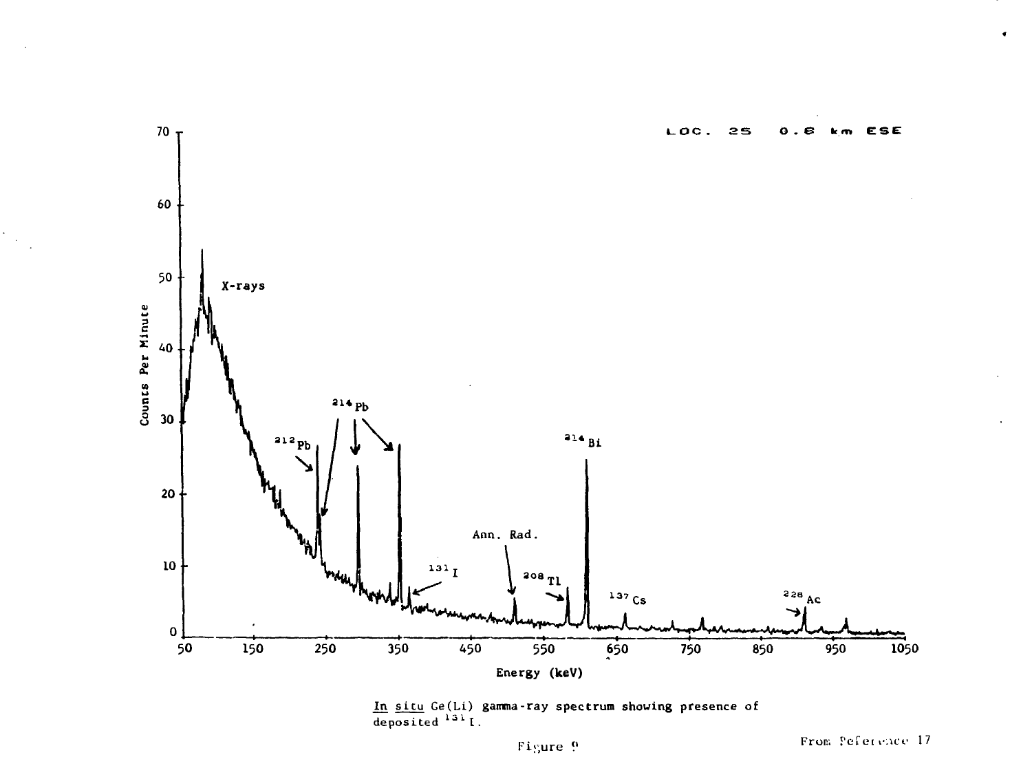LOC. 25 0.8 km ESE

Counts Per Minute

70
60
50
40
30
20
10
0

X-rays

$^{212}$Pb

$^{214}$Pb

$^{214}$Bi

$^{131}$I

Ann. Rad.

$^{208}$Tl

$^{137}$Cs

$^{228}$Ac

50 150 250 350 450 550 650 750 850 950 1050

Energy (keV)

In situ Ge(Li) gamma-ray spectrum showing presence of deposited $^{131}$I.

Figure 9

From Reference 17